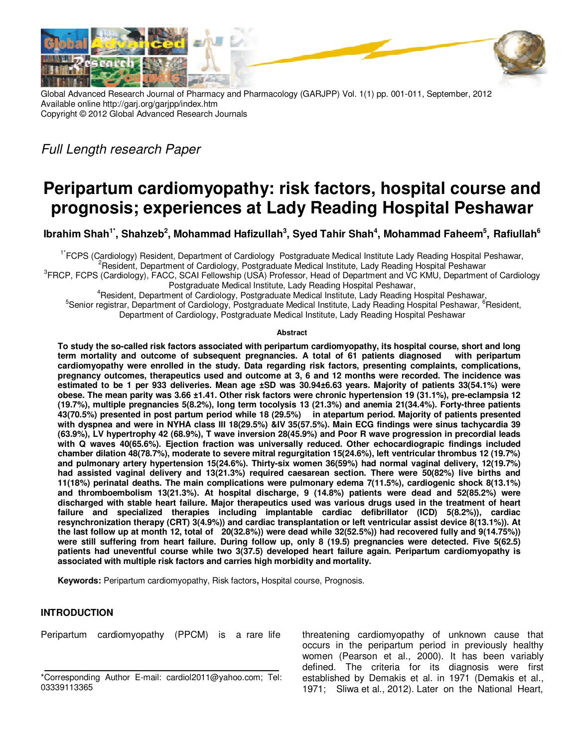Global Advanced Research Journal of Pharmacy and Pharmacology (GARJPP) Vol. 1(1) pp. 001-011, September, 2012
Available online http://garj.org/garjpp/index.htm
Copyright © 2012 Global Advanced Research Journals

*Full Length research Paper*

# Peripartum cardiomyopathy: risk factors, hospital course and prognosis; experiences at Lady Reading Hospital Peshawar

**Ibrahim Shah[1*], Shahzeb[2], Mohammad Hafizullah[3], Syed Tahir Shah[4], Mohammad Faheem[5], Rafiullah[6]**

[1*]FCPS (Cardiology) Resident, Department of Cardiology Postgraduate Medical Institute Lady Reading Hospital Peshawar,
[2]Resident, Department of Cardiology, Postgraduate Medical Institute, Lady Reading Hospital Peshawar
[3]FRCP, FCPS (Cardiology), FACC, SCAI Fellowship (USA) Professor, Head of Department and VC KMU, Department of Cardiology Postgraduate Medical Institute, Lady Reading Hospital Peshawar,
[4]Resident, Department of Cardiology, Postgraduate Medical Institute, Lady Reading Hospital Peshawar,
[5]Senior registrar, Department of Cardiology, Postgraduate Medical Institute, Lady Reading Hospital Peshawar, [6]Resident, Department of Cardiology, Postgraduate Medical Institute, Lady Reading Hospital Peshawar

### Abstract

**To study the so-called risk factors associated with peripartum cardiomyopathy, its hospital course, short and long term mortality and outcome of subsequent pregnancies. A total of 61 patients diagnosed with peripartum cardiomyopathy were enrolled in the study. Data regarding risk factors, presenting complaints, complications, pregnancy outcomes, therapeutics used and outcome at 3, 6 and 12 months were recorded. The incidence was estimated to be 1 per 933 deliveries. Mean age ±SD was 30.94±6.63 years. Majority of patients 33(54.1%) were obese. The mean parity was 3.66 ±1.41. Other risk factors were chronic hypertension 19 (31.1%), pre-eclampsia 12 (19.7%), multiple pregnancies 5(8.2%), long term tocolysis 13 (21.3%) and anemia 21(34.4%). Forty-three patients 43(70.5%) presented in post partum period while 18 (29.5%) in atepartum period. Majority of patients presented with dyspnea and were in NYHA class III 18(29.5%) &IV 35(57.5%). Main ECG findings were sinus tachycardia 39 (63.9%), LV hypertrophy 42 (68.9%), T wave inversion 28(45.9%) and Poor R wave progression in precordial leads with Q waves 40(65.6%). Ejection fraction was universally reduced. Other echocardiograpic findings included chamber dilation 48(78.7%), moderate to severe mitral regurgitation 15(24.6%), left ventricular thrombus 12 (19.7%) and pulmonary artery hypertension 15(24.6%). Thirty-six women 36(59%) had normal vaginal delivery, 12(19.7%) had assisted vaginal delivery and 13(21.3%) required caesarean section. There were 50(82%) live births and 11(18%) perinatal deaths. The main complications were pulmonary edema 7(11.5%), cardiogenic shock 8(13.1%) and thromboembolism 13(21.3%). At hospital discharge, 9 (14.8%) patients were dead and 52(85.2%) were discharged with stable heart failure. Major therapeutics used was various drugs used in the treatment of heart failure and specialized therapies including implantable cardiac defibrillator (ICD) 5(8.2%)), cardiac resynchronization therapy (CRT) 3(4.9%)) and cardiac transplantation or left ventricular assist device 8(13.1%)). At the last follow up at month 12, total of 20(32.8%)) were dead while 32(52.5%)) had recovered fully and 9(14.75%)) were still suffering from heart failure. During follow up, only 8 (19.5) pregnancies were detected. Five 5(62.5) patients had uneventful course while two 3(37.5) developed heart failure again. Peripartum cardiomyopathy is associated with multiple risk factors and carries high morbidity and mortality.**

**Keywords:** Peripartum cardiomyopathy, Risk factors**,** Hospital course, Prognosis.

## INTRODUCTION

Peripartum cardiomyopathy (PPCM) is a rare life threatening cardiomyopathy of unknown cause that occurs in the peripartum period in previously healthy women (Pearson et al., 2000). It has been variably defined. The criteria for its diagnosis were first established by Demakis et al. in 1971 (Demakis et al., 1971; Sliwa et al., 2012). Later on the National Heart,

*Corresponding Author E-mail: cardiol2011@yahoo.com; Tel: 03339113365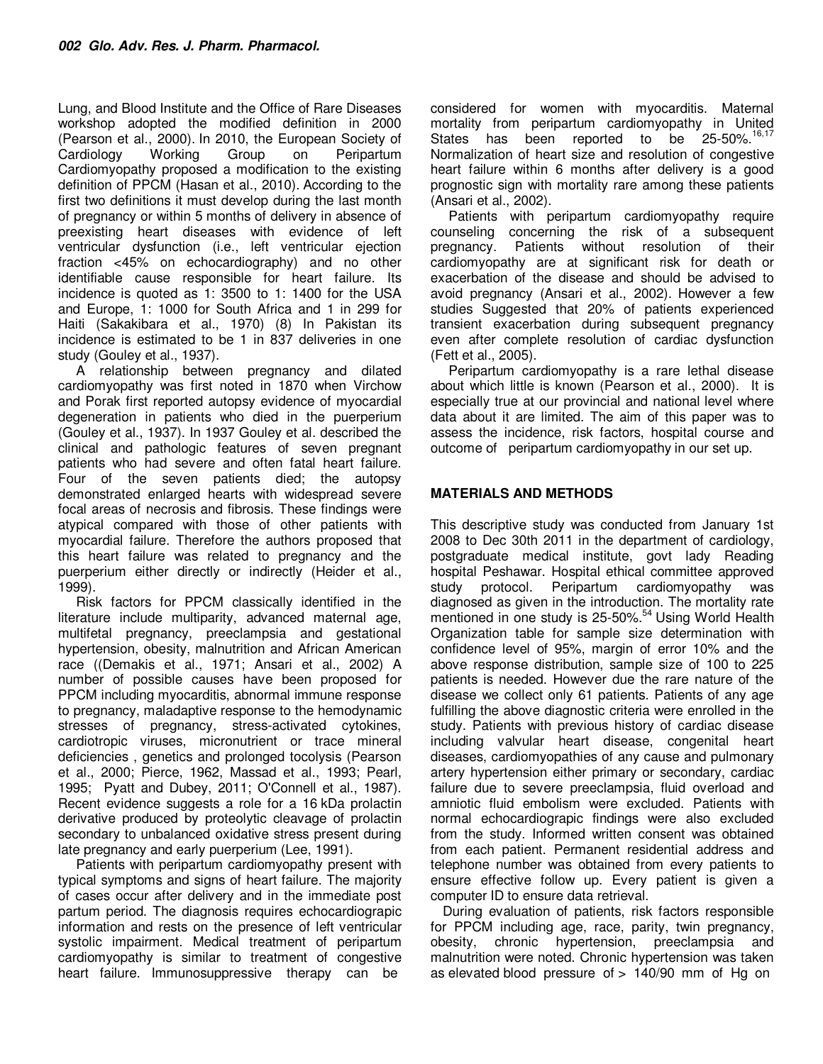Lung, and Blood Institute and the Office of Rare Diseases workshop adopted the modified definition in 2000 (Pearson et al., 2000). In 2010, the European Society of Cardiology Working Group on Peripartum Cardiomyopathy proposed a modification to the existing definition of PPCM (Hasan et al., 2010). According to the first two definitions it must develop during the last month of pregnancy or within 5 months of delivery in absence of preexisting heart diseases with evidence of left ventricular dysfunction (i.e., left ventricular ejection fraction <45% on echocardiography) and no other identifiable cause responsible for heart failure. Its incidence is quoted as 1: 3500 to 1: 1400 for the USA and Europe, 1: 1000 for South Africa and 1 in 299 for Haiti (Sakakibara et al., 1970) (8) In Pakistan its incidence is estimated to be 1 in 837 deliveries in one study (Gouley et al., 1937).

A relationship between pregnancy and dilated cardiomyopathy was first noted in 1870 when Virchow and Porak first reported autopsy evidence of myocardial degeneration in patients who died in the puerperium (Gouley et al., 1937). In 1937 Gouley et al. described the clinical and pathologic features of seven pregnant patients who had severe and often fatal heart failure. Four of the seven patients died; the autopsy demonstrated enlarged hearts with widespread severe focal areas of necrosis and fibrosis. These findings were atypical compared with those of other patients with myocardial failure. Therefore the authors proposed that this heart failure was related to pregnancy and the puerperium either directly or indirectly (Heider et al., 1999).

Risk factors for PPCM classically identified in the literature include multiparity, advanced maternal age, multifetal pregnancy, preeclampsia and gestational hypertension, obesity, malnutrition and African American race ((Demakis et al., 1971; Ansari et al., 2002) A number of possible causes have been proposed for PPCM including myocarditis, abnormal immune response to pregnancy, maladaptive response to the hemodynamic stresses of pregnancy, stress-activated cytokines, cardiotropic viruses, micronutrient or trace mineral deficiencies , genetics and prolonged tocolysis (Pearson et al., 2000; Pierce, 1962, Massad et al., 1993; Pearl, 1995; Pyatt and Dubey, 2011; O'Connell et al., 1987). Recent evidence suggests a role for a 16 kDa prolactin derivative produced by proteolytic cleavage of prolactin secondary to unbalanced oxidative stress present during late pregnancy and early puerperium (Lee, 1991).

Patients with peripartum cardiomyopathy present with typical symptoms and signs of heart failure. The majority of cases occur after delivery and in the immediate post partum period. The diagnosis requires echocardiograpic information and rests on the presence of left ventricular systolic impairment. Medical treatment of peripartum cardiomyopathy is similar to treatment of congestive heart failure. Immunosuppressive therapy can be considered for women with myocarditis. Maternal mortality from peripartum cardiomyopathy in United States has been reported to be 25-50%.[16,17] Normalization of heart size and resolution of congestive heart failure within 6 months after delivery is a good prognostic sign with mortality rare among these patients (Ansari et al., 2002).

Patients with peripartum cardiomyopathy require counseling concerning the risk of a subsequent pregnancy. Patients without resolution of their cardiomyopathy are at significant risk for death or exacerbation of the disease and should be advised to avoid pregnancy (Ansari et al., 2002). However a few studies Suggested that 20% of patients experienced transient exacerbation during subsequent pregnancy even after complete resolution of cardiac dysfunction (Fett et al., 2005).

Peripartum cardiomyopathy is a rare lethal disease about which little is known (Pearson et al., 2000). It is especially true at our provincial and national level where data about it are limited. The aim of this paper was to assess the incidence, risk factors, hospital course and outcome of peripartum cardiomyopathy in our set up.

## MATERIALS AND METHODS

This descriptive study was conducted from January 1st 2008 to Dec 30th 2011 in the department of cardiology, postgraduate medical institute, govt lady Reading hospital Peshawar. Hospital ethical committee approved study protocol. Peripartum cardiomyopathy was diagnosed as given in the introduction. The mortality rate mentioned in one study is 25-50%.[54] Using World Health Organization table for sample size determination with confidence level of 95%, margin of error 10% and the above response distribution, sample size of 100 to 225 patients is needed. However due the rare nature of the disease we collect only 61 patients. Patients of any age fulfilling the above diagnostic criteria were enrolled in the study. Patients with previous history of cardiac disease including valvular heart disease, congenital heart diseases, cardiomyopathies of any cause and pulmonary artery hypertension either primary or secondary, cardiac failure due to severe preeclampsia, fluid overload and amniotic fluid embolism were excluded. Patients with normal echocardiograpic findings were also excluded from the study. Informed written consent was obtained from each patient. Permanent residential address and telephone number was obtained from every patients to ensure effective follow up. Every patient is given a computer ID to ensure data retrieval.

During evaluation of patients, risk factors responsible for PPCM including age, race, parity, twin pregnancy, obesity, chronic hypertension, preeclampsia and malnutrition were noted. Chronic hypertension was taken as elevated blood pressure of > 140/90 mm of Hg on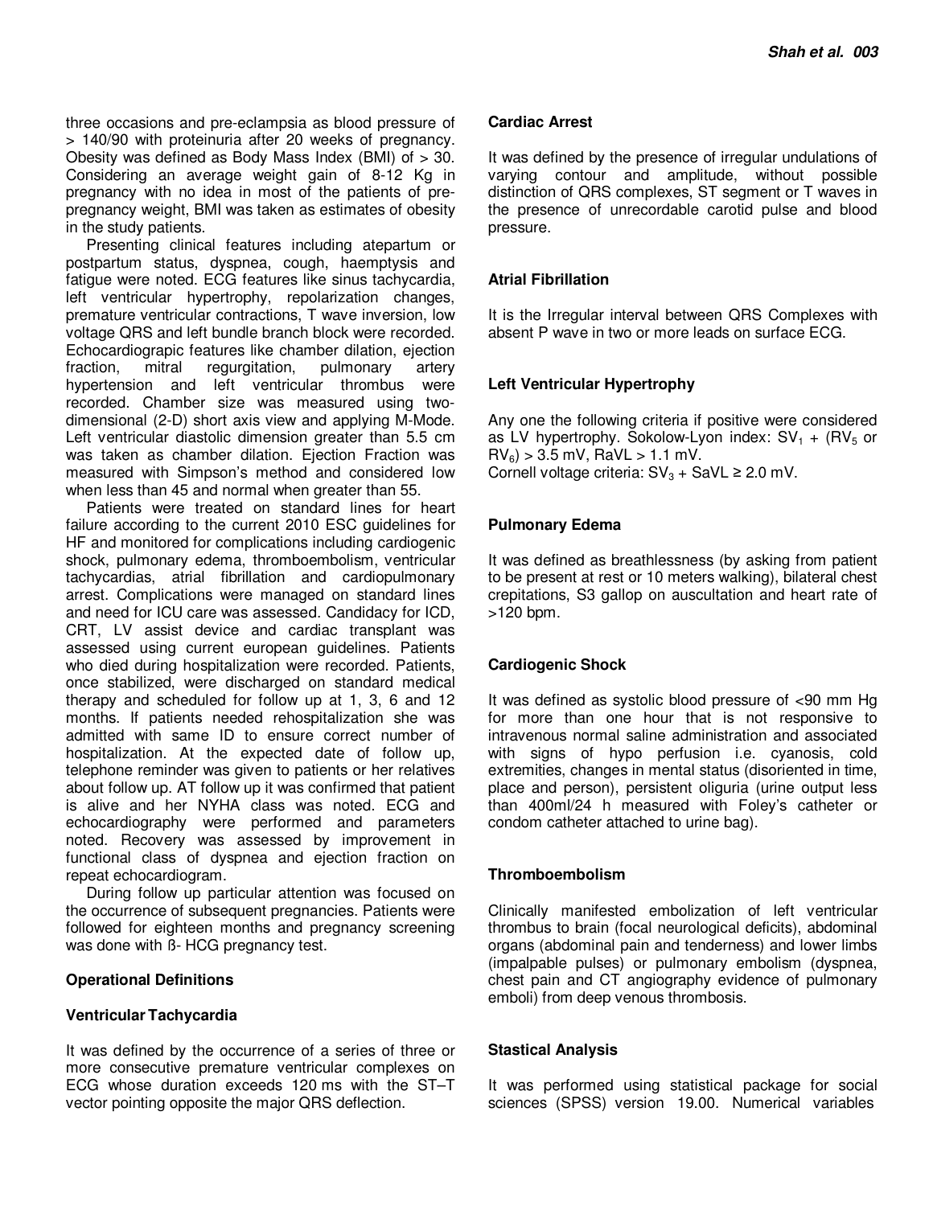three occasions and pre-eclampsia as blood pressure of > 140/90 with proteinuria after 20 weeks of pregnancy. Obesity was defined as Body Mass Index (BMI) of > 30. Considering an average weight gain of 8-12 Kg in pregnancy with no idea in most of the patients of pre-pregnancy weight, BMI was taken as estimates of obesity in the study patients.

Presenting clinical features including atepartum or postpartum status, dyspnea, cough, haemptysis and fatigue were noted. ECG features like sinus tachycardia, left ventricular hypertrophy, repolarization changes, premature ventricular contractions, T wave inversion, low voltage QRS and left bundle branch block were recorded. Echocardiograpic features like chamber dilation, ejection fraction, mitral regurgitation, pulmonary artery hypertension and left ventricular thrombus were recorded. Chamber size was measured using two-dimensional (2-D) short axis view and applying M-Mode. Left ventricular diastolic dimension greater than 5.5 cm was taken as chamber dilation. Ejection Fraction was measured with Simpson's method and considered low when less than 45 and normal when greater than 55.

Patients were treated on standard lines for heart failure according to the current 2010 ESC guidelines for HF and monitored for complications including cardiogenic shock, pulmonary edema, thromboembolism, ventricular tachycardias, atrial fibrillation and cardiopulmonary arrest. Complications were managed on standard lines and need for ICU care was assessed. Candidacy for ICD, CRT, LV assist device and cardiac transplant was assessed using current european guidelines. Patients who died during hospitalization were recorded. Patients, once stabilized, were discharged on standard medical therapy and scheduled for follow up at 1, 3, 6 and 12 months. If patients needed rehospitalization she was admitted with same ID to ensure correct number of hospitalization. At the expected date of follow up, telephone reminder was given to patients or her relatives about follow up. AT follow up it was confirmed that patient is alive and her NYHA class was noted. ECG and echocardiography were performed and parameters noted. Recovery was assessed by improvement in functional class of dyspnea and ejection fraction on repeat echocardiogram.

During follow up particular attention was focused on the occurrence of subsequent pregnancies. Patients were followed for eighteen months and pregnancy screening was done with ß- HCG pregnancy test.

**Operational Definitions**

**Ventricular Tachycardia**

It was defined by the occurrence of a series of three or more consecutive premature ventricular complexes on ECG whose duration exceeds 120 ms with the ST–T vector pointing opposite the major QRS deflection.

**Cardiac Arrest**

It was defined by the presence of irregular undulations of varying contour and amplitude, without possible distinction of QRS complexes, ST segment or T waves in the presence of unrecordable carotid pulse and blood pressure.

**Atrial Fibrillation**

It is the Irregular interval between QRS Complexes with absent P wave in two or more leads on surface ECG.

**Left Ventricular Hypertrophy**

Any one the following criteria if positive were considered as LV hypertrophy. Sokolow-Lyon index: $SV_1$ + ($RV_5$ or $RV_6$) > 3.5 mV, RaVL > 1.1 mV.
Cornell voltage criteria: $SV_3$ + SaVL ≥ 2.0 mV.

**Pulmonary Edema**

It was defined as breathlessness (by asking from patient to be present at rest or 10 meters walking), bilateral chest crepitations, S3 gallop on auscultation and heart rate of >120 bpm.

**Cardiogenic Shock**

It was defined as systolic blood pressure of <90 mm Hg for more than one hour that is not responsive to intravenous normal saline administration and associated with signs of hypo perfusion i.e. cyanosis, cold extremities, changes in mental status (disoriented in time, place and person), persistent oliguria (urine output less than 400ml/24 h measured with Foley's catheter or condom catheter attached to urine bag).

**Thromboembolism**

Clinically manifested embolization of left ventricular thrombus to brain (focal neurological deficits), abdominal organs (abdominal pain and tenderness) and lower limbs (impalpable pulses) or pulmonary embolism (dyspnea, chest pain and CT angiography evidence of pulmonary emboli) from deep venous thrombosis.

**Stastical Analysis**

It was performed using statistical package for social sciences (SPSS) version 19.00. Numerical variables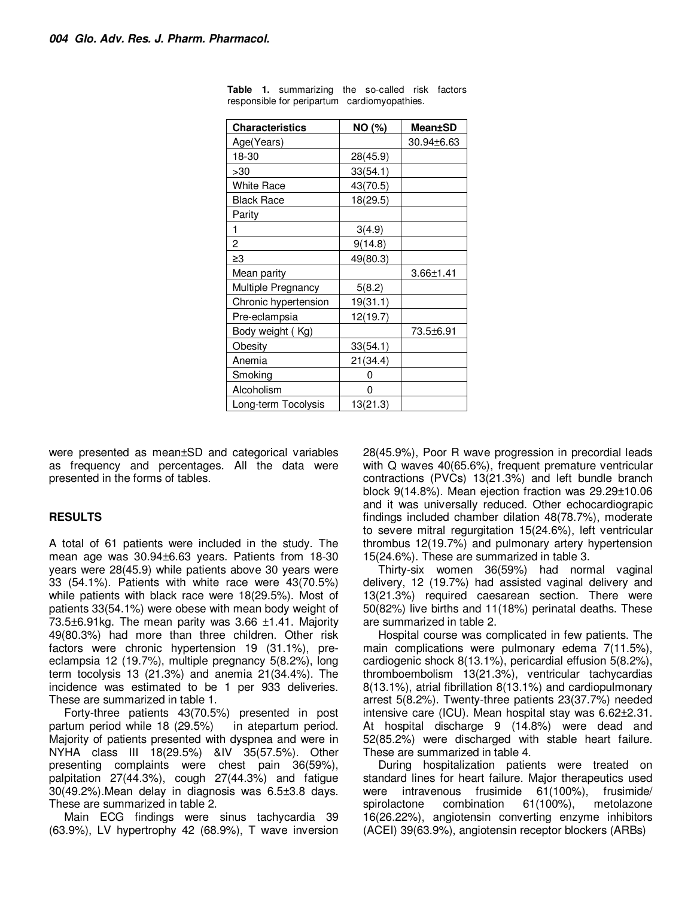**Table 1.** summarizing the so-called risk factors responsible for peripartum cardiomyopathies.

| Characteristics | NO (%) | Mean±SD |
|---|---|---|
| Age(Years) | | 30.94±6.63 |
| 18-30 | 28(45.9) | |
| >30 | 33(54.1) | |
| White Race | 43(70.5) | |
| Black Race | 18(29.5) | |
| Parity | | |
| 1 | 3(4.9) | |
| 2 | 9(14.8) | |
| ≥3 | 49(80.3) | |
| Mean parity | | 3.66±1.41 |
| Multiple Pregnancy | 5(8.2) | |
| Chronic hypertension | 19(31.1) | |
| Pre-eclampsia | 12(19.7) | |
| Body weight ( Kg) | | 73.5±6.91 |
| Obesity | 33(54.1) | |
| Anemia | 21(34.4) | |
| Smoking | 0 | |
| Alcoholism | 0 | |
| Long-term Tocolysis | 13(21.3) | |

were presented as mean±SD and categorical variables as frequency and percentages. All the data were presented in the forms of tables.

## RESULTS

A total of 61 patients were included in the study. The mean age was 30.94±6.63 years. Patients from 18-30 years were 28(45.9) while patients above 30 years were 33 (54.1%). Patients with white race were 43(70.5%) while patients with black race were 18(29.5%). Most of patients 33(54.1%) were obese with mean body weight of 73.5±6.91kg. The mean parity was 3.66 ±1.41. Majority 49(80.3%) had more than three children. Other risk factors were chronic hypertension 19 (31.1%), pre-eclampsia 12 (19.7%), multiple pregnancy 5(8.2%), long term tocolysis 13 (21.3%) and anemia 21(34.4%). The incidence was estimated to be 1 per 933 deliveries. These are summarized in table 1.

Forty-three patients 43(70.5%) presented in post partum period while 18 (29.5%) in atepartum period. Majority of patients presented with dyspnea and were in NYHA class III 18(29.5%) &IV 35(57.5%). Other presenting complaints were chest pain 36(59%), palpitation 27(44.3%), cough 27(44.3%) and fatigue 30(49.2%).Mean delay in diagnosis was 6.5±3.8 days. These are summarized in table 2.

Main ECG findings were sinus tachycardia 39 (63.9%), LV hypertrophy 42 (68.9%), T wave inversion 28(45.9%), Poor R wave progression in precordial leads with Q waves 40(65.6%), frequent premature ventricular contractions (PVCs) 13(21.3%) and left bundle branch block 9(14.8%). Mean ejection fraction was 29.29±10.06 and it was universally reduced. Other echocardiograpic findings included chamber dilation 48(78.7%), moderate to severe mitral regurgitation 15(24.6%), left ventricular thrombus 12(19.7%) and pulmonary artery hypertension 15(24.6%). These are summarized in table 3.

Thirty-six women 36(59%) had normal vaginal delivery, 12 (19.7%) had assisted vaginal delivery and 13(21.3%) required caesarean section. There were 50(82%) live births and 11(18%) perinatal deaths. These are summarized in table 2.

Hospital course was complicated in few patients. The main complications were pulmonary edema 7(11.5%), cardiogenic shock 8(13.1%), pericardial effusion 5(8.2%), thromboembolism 13(21.3%), ventricular tachycardias 8(13.1%), atrial fibrillation 8(13.1%) and cardiopulmonary arrest 5(8.2%). Twenty-three patients 23(37.7%) needed intensive care (ICU). Mean hospital stay was 6.62±2.31. At hospital discharge 9 (14.8%) were dead and 52(85.2%) were discharged with stable heart failure. These are summarized in table 4.

During hospitalization patients were treated on standard lines for heart failure. Major therapeutics used were intravenous frusimide 61(100%), frusimide/ spirolactone combination 61(100%), metolazone 16(26.22%), angiotensin converting enzyme inhibitors (ACEI) 39(63.9%), angiotensin receptor blockers (ARBs)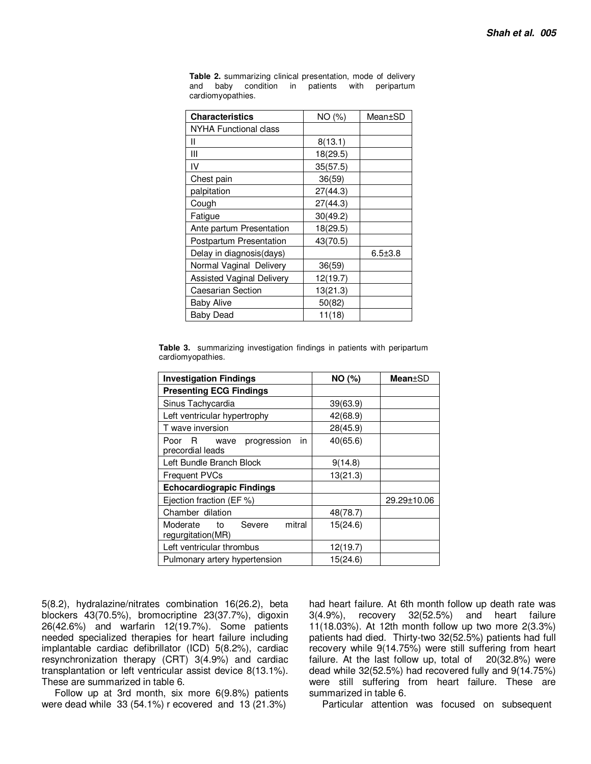**Table 2.** summarizing clinical presentation, mode of delivery and baby condition in patients with peripartum cardiomyopathies.

| Characteristics | NO (%) | Mean±SD |
|---|---|---|
| NYHA Functional class | | |
| II | 8(13.1) | |
| III | 18(29.5) | |
| IV | 35(57.5) | |
| Chest pain | 36(59) | |
| palpitation | 27(44.3) | |
| Cough | 27(44.3) | |
| Fatigue | 30(49.2) | |
| Ante partum Presentation | 18(29.5) | |
| Postpartum Presentation | 43(70.5) | |
| Delay in diagnosis(days) | | 6.5±3.8 |
| Normal Vaginal Delivery | 36(59) | |
| Assisted Vaginal Delivery | 12(19.7) | |
| Caesarian Section | 13(21.3) | |
| Baby Alive | 50(82) | |
| Baby Dead | 11(18) | |

**Table 3.** summarizing investigation findings in patients with peripartum cardiomyopathies.

| Investigation Findings | NO (%) | Mean±SD |
|---|---|---|
| **Presenting ECG Findings** | | |
| Sinus Tachycardia | 39(63.9) | |
| Left ventricular hypertrophy | 42(68.9) | |
| T wave inversion | 28(45.9) | |
| Poor R wave progression in precordial leads | 40(65.6) | |
| Left Bundle Branch Block | 9(14.8) | |
| Frequent PVCs | 13(21.3) | |
| **Echocardiograpic Findings** | | |
| Ejection fraction (EF %) | | 29.29±10.06 |
| Chamber dilation | 48(78.7) | |
| Moderate to Severe mitral regurgitation(MR) | 15(24.6) | |
| Left ventricular thrombus | 12(19.7) | |
| Pulmonary artery hypertension | 15(24.6) | |

5(8.2), hydralazine/nitrates combination 16(26.2), beta blockers 43(70.5%), bromocriptine 23(37.7%), digoxin 26(42.6%) and warfarin 12(19.7%). Some patients needed specialized therapies for heart failure including implantable cardiac defibrillator (ICD) 5(8.2%), cardiac resynchronization therapy (CRT) 3(4.9%) and cardiac transplantation or left ventricular assist device 8(13.1%). These are summarized in table 6.

Follow up at 3rd month, six more 6(9.8%) patients were dead while 33 (54.1%) r ecovered and 13 (21.3%) had heart failure. At 6th month follow up death rate was 3(4.9%), recovery 32(52.5%) and heart failure 11(18.03%). At 12th month follow up two more 2(3.3%) patients had died. Thirty-two 32(52.5%) patients had full recovery while 9(14.75%) were still suffering from heart failure. At the last follow up, total of 20(32.8%) were dead while 32(52.5%) had recovered fully and 9(14.75%) were still suffering from heart failure. These are summarized in table 6.

Particular attention was focused on subsequent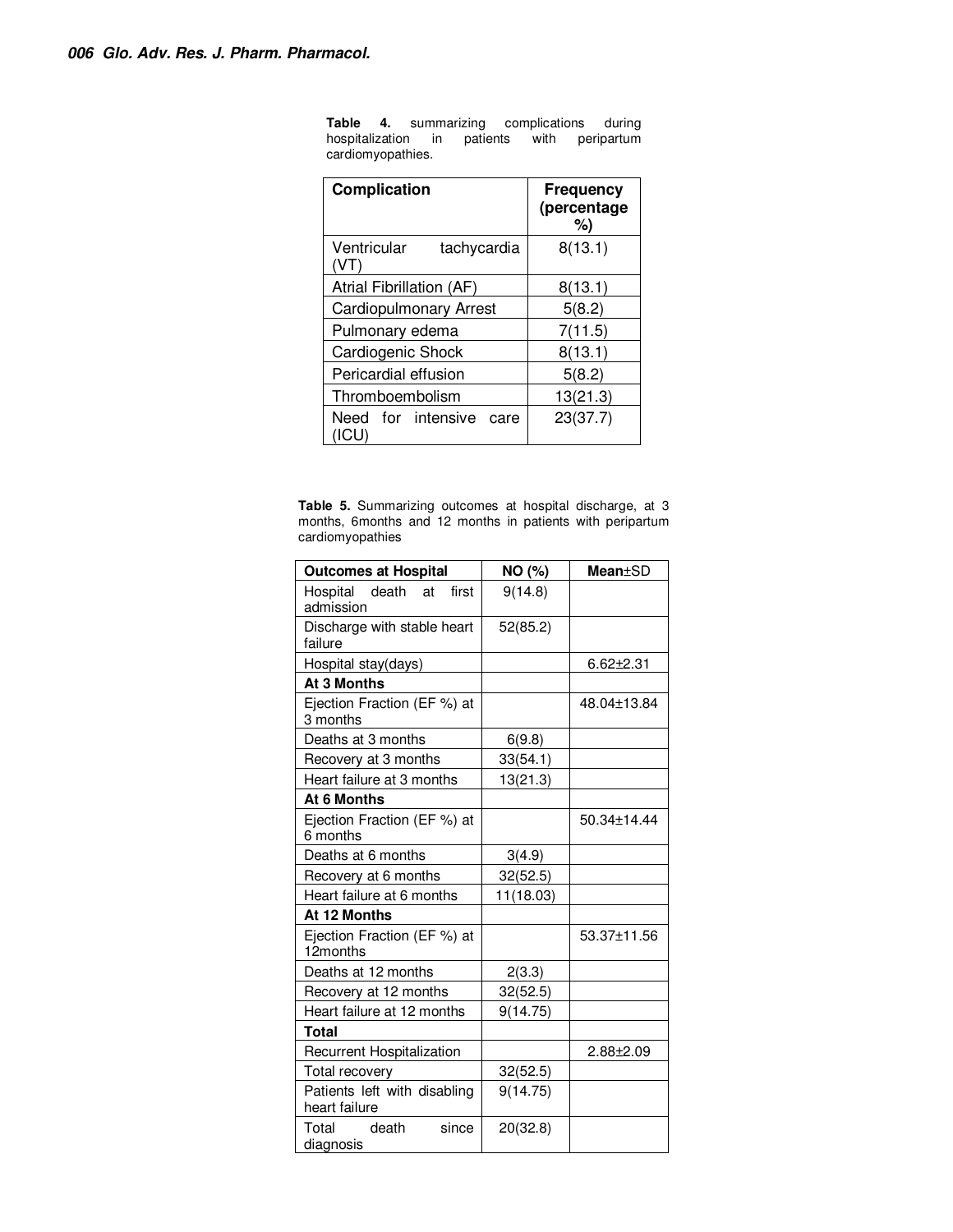**Table 4.** summarizing complications during hospitalization in patients with peripartum cardiomyopathies.

| Complication | Frequency (percentage %) |
|---|---|
| Ventricular tachycardia (VT) | 8(13.1) |
| Atrial Fibrillation (AF) | 8(13.1) |
| Cardiopulmonary Arrest | 5(8.2) |
| Pulmonary edema | 7(11.5) |
| Cardiogenic Shock | 8(13.1) |
| Pericardial effusion | 5(8.2) |
| Thromboembolism | 13(21.3) |
| Need for intensive care (ICU) | 23(37.7) |

**Table 5.** Summarizing outcomes at hospital discharge, at 3 months, 6months and 12 months in patients with peripartum cardiomyopathies

| **Outcomes at Hospital** | **NO (%)** | **Mean**±SD |
|---|---|---|
| Hospital death at first admission | 9(14.8) | |
| Discharge with stable heart failure | 52(85.2) | |
| Hospital stay(days) | | 6.62±2.31 |
| **At 3 Months** | | |
| Ejection Fraction (EF %) at 3 months | | 48.04±13.84 |
| Deaths at 3 months | 6(9.8) | |
| Recovery at 3 months | 33(54.1) | |
| Heart failure at 3 months | 13(21.3) | |
| **At 6 Months** | | |
| Ejection Fraction (EF %) at 6 months | | 50.34±14.44 |
| Deaths at 6 months | 3(4.9) | |
| Recovery at 6 months | 32(52.5) | |
| Heart failure at 6 months | 11(18.03) | |
| **At 12 Months** | | |
| Ejection Fraction (EF %) at 12months | | 53.37±11.56 |
| Deaths at 12 months | 2(3.3) | |
| Recovery at 12 months | 32(52.5) | |
| Heart failure at 12 months | 9(14.75) | |
| **Total** | | |
| Recurrent Hospitalization | | 2.88±2.09 |
| Total recovery | 32(52.5) | |
| Patients left with disabling heart failure | 9(14.75) | |
| Total death since diagnosis | 20(32.8) | |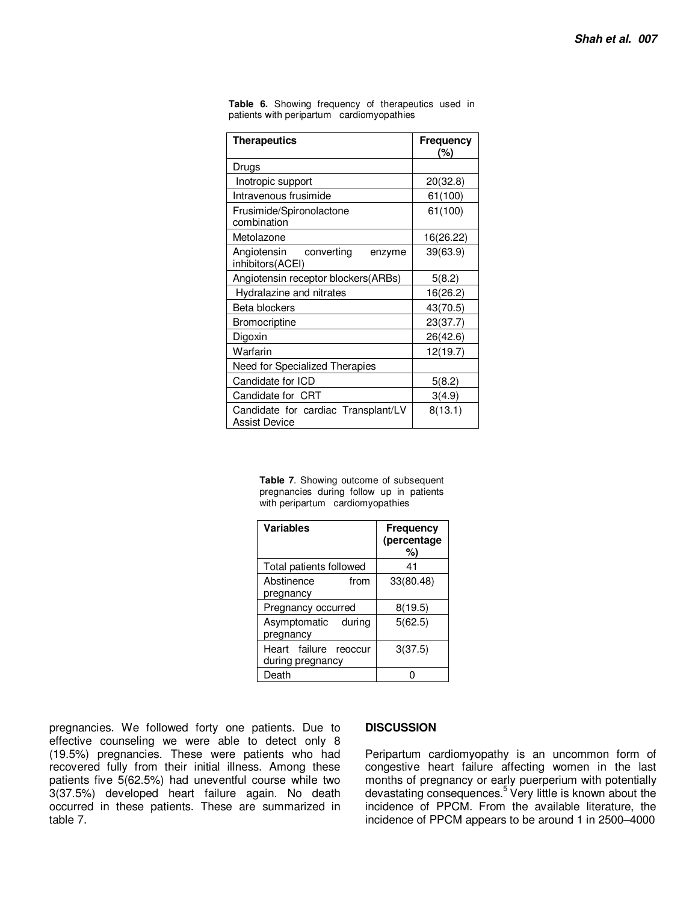**Table 6.** Showing frequency of therapeutics used in patients with peripartum cardiomyopathies

| Therapeutics | Frequency (%) |
|---|---|
| Drugs | |
| Inotropic support | 20(32.8) |
| Intravenous frusimide | 61(100) |
| Frusimide/Spironolactone combination | 61(100) |
| Metolazone | 16(26.22) |
| Angiotensin converting enzyme inhibitors(ACEI) | 39(63.9) |
| Angiotensin receptor blockers(ARBs) | 5(8.2) |
| Hydralazine and nitrates | 16(26.2) |
| Beta blockers | 43(70.5) |
| Bromocriptine | 23(37.7) |
| Digoxin | 26(42.6) |
| Warfarin | 12(19.7) |
| Need for Specialized Therapies | |
| Candidate for ICD | 5(8.2) |
| Candidate for CRT | 3(4.9) |
| Candidate for cardiac Transplant/LV Assist Device | 8(13.1) |

**Table 7**. Showing outcome of subsequent pregnancies during follow up in patients with peripartum cardiomyopathies

| Variables | Frequency (percentage %) |
|---|---|
| Total patients followed | 41 |
| Abstinence from pregnancy | 33(80.48) |
| Pregnancy occurred | 8(19.5) |
| Asymptomatic during pregnancy | 5(62.5) |
| Heart failure reoccur during pregnancy | 3(37.5) |
| Death | 0 |

pregnancies. We followed forty one patients. Due to effective counseling we were able to detect only 8 (19.5%) pregnancies. These were patients who had recovered fully from their initial illness. Among these patients five 5(62.5%) had uneventful course while two 3(37.5%) developed heart failure again. No death occurred in these patients. These are summarized in table 7.

## DISCUSSION

Peripartum cardiomyopathy is an uncommon form of congestive heart failure affecting women in the last months of pregnancy or early puerperium with potentially devastating consequences.[5] Very little is known about the incidence of PPCM. From the available literature, the incidence of PPCM appears to be around 1 in 2500–4000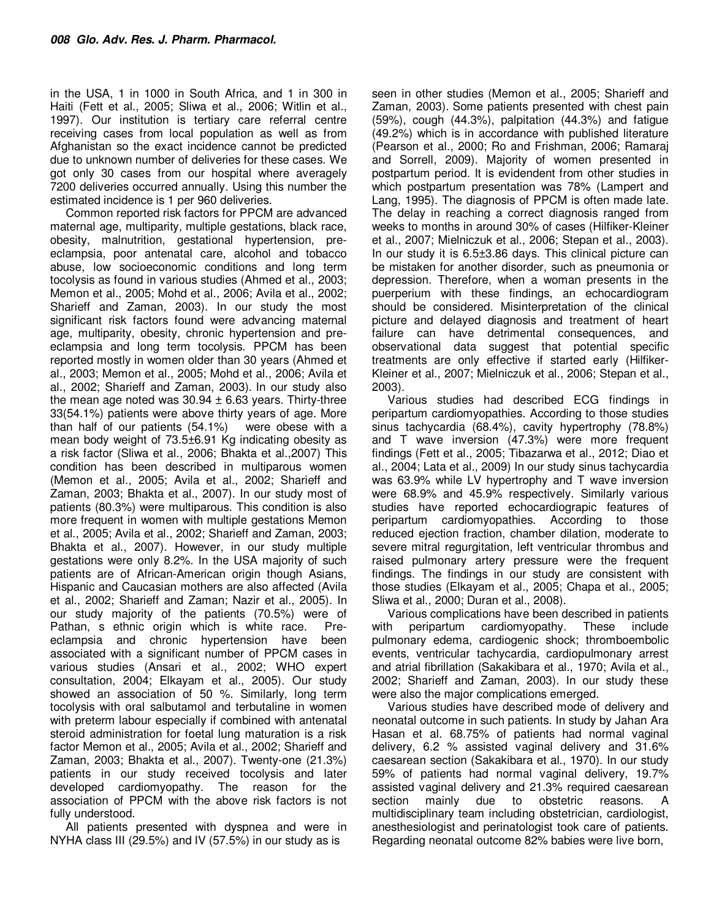in the USA, 1 in 1000 in South Africa, and 1 in 300 in Haiti (Fett et al., 2005; Sliwa et al., 2006; Witlin et al., 1997). Our institution is tertiary care referral centre receiving cases from local population as well as from Afghanistan so the exact incidence cannot be predicted due to unknown number of deliveries for these cases. We got only 30 cases from our hospital where averagely 7200 deliveries occurred annually. Using this number the estimated incidence is 1 per 960 deliveries.

Common reported risk factors for PPCM are advanced maternal age, multiparity, multiple gestations, black race, obesity, malnutrition, gestational hypertension, pre-eclampsia, poor antenatal care, alcohol and tobacco abuse, low socioeconomic conditions and long term tocolysis as found in various studies (Ahmed et al., 2003; Memon et al., 2005; Mohd et al., 2006; Avila et al., 2002; Sharieff and Zaman, 2003). In our study the most significant risk factors found were advancing maternal age, multiparity, obesity, chronic hypertension and pre-eclampsia and long term tocolysis. PPCM has been reported mostly in women older than 30 years (Ahmed et al., 2003; Memon et al., 2005; Mohd et al., 2006; Avila et al., 2002; Sharieff and Zaman, 2003). In our study also the mean age noted was 30.94 ± 6.63 years. Thirty-three 33(54.1%) patients were above thirty years of age. More than half of our patients (54.1%) were obese with a mean body weight of 73.5±6.91 Kg indicating obesity as a risk factor (Sliwa et al., 2006; Bhakta et al.,2007) This condition has been described in multiparous women (Memon et al., 2005; Avila et al., 2002; Sharieff and Zaman, 2003; Bhakta et al., 2007). In our study most of patients (80.3%) were multiparous. This condition is also more frequent in women with multiple gestations Memon et al., 2005; Avila et al., 2002; Sharieff and Zaman, 2003; Bhakta et al., 2007). However, in our study multiple gestations were only 8.2%. In the USA majority of such patients are of African-American origin though Asians, Hispanic and Caucasian mothers are also affected (Avila et al., 2002; Sharieff and Zaman; Nazir et al., 2005). In our study majority of the patients (70.5%) were of Pathan, s ethnic origin which is white race. Pre-eclampsia and chronic hypertension have been associated with a significant number of PPCM cases in various studies (Ansari et al., 2002; WHO expert consultation, 2004; Elkayam et al., 2005). Our study showed an association of 50 %. Similarly, long term tocolysis with oral salbutamol and terbutaline in women with preterm labour especially if combined with antenatal steroid administration for foetal lung maturation is a risk factor Memon et al., 2005; Avila et al., 2002; Sharieff and Zaman, 2003; Bhakta et al., 2007). Twenty-one (21.3%) patients in our study received tocolysis and later developed cardiomyopathy. The reason for the association of PPCM with the above risk factors is not fully understood.

All patients presented with dyspnea and were in NYHA class III (29.5%) and IV (57.5%) in our study as is seen in other studies (Memon et al., 2005; Sharieff and Zaman, 2003). Some patients presented with chest pain (59%), cough (44.3%), palpitation (44.3%) and fatigue (49.2%) which is in accordance with published literature (Pearson et al., 2000; Ro and Frishman, 2006; Ramaraj and Sorrell, 2009). Majority of women presented in postpartum period. It is evidendent from other studies in which postpartum presentation was 78% (Lampert and Lang, 1995). The diagnosis of PPCM is often made late. The delay in reaching a correct diagnosis ranged from weeks to months in around 30% of cases (Hilfiker-Kleiner et al., 2007; Mielniczuk et al., 2006; Stepan et al., 2003). In our study it is 6.5±3.86 days. This clinical picture can be mistaken for another disorder, such as pneumonia or depression. Therefore, when a woman presents in the puerperium with these findings, an echocardiogram should be considered. Misinterpretation of the clinical picture and delayed diagnosis and treatment of heart failure can have detrimental consequences, and observational data suggest that potential specific treatments are only effective if started early (Hilfiker-Kleiner et al., 2007; Mielniczuk et al., 2006; Stepan et al., 2003).

Various studies had described ECG findings in peripartum cardiomyopathies. According to those studies sinus tachycardia (68.4%), cavity hypertrophy (78.8%) and T wave inversion (47.3%) were more frequent findings (Fett et al., 2005; Tibazarwa et al., 2012; Diao et al., 2004; Lata et al., 2009) In our study sinus tachycardia was 63.9% while LV hypertrophy and T wave inversion were 68.9% and 45.9% respectively. Similarly various studies have reported echocardiograpic features of peripartum cardiomyopathies. According to those reduced ejection fraction, chamber dilation, moderate to severe mitral regurgitation, left ventricular thrombus and raised pulmonary artery pressure were the frequent findings. The findings in our study are consistent with those studies (Elkayam et al., 2005; Chapa et al., 2005; Sliwa et al., 2000; Duran et al., 2008).

Various complications have been described in patients with peripartum cardiomyopathy. These include pulmonary edema, cardiogenic shock; thromboembolic events, ventricular tachycardia, cardiopulmonary arrest and atrial fibrillation (Sakakibara et al., 1970; Avila et al., 2002; Sharieff and Zaman, 2003). In our study these were also the major complications emerged.

Various studies have described mode of delivery and neonatal outcome in such patients. In study by Jahan Ara Hasan et al. 68.75% of patients had normal vaginal delivery, 6.2 % assisted vaginal delivery and 31.6% caesarean section (Sakakibara et al., 1970). In our study 59% of patients had normal vaginal delivery, 19.7% assisted vaginal delivery and 21.3% required caesarean section mainly due to obstetric reasons. A multidisciplinary team including obstetrician, cardiologist, anesthesiologist and perinatologist took care of patients. Regarding neonatal outcome 82% babies were live born,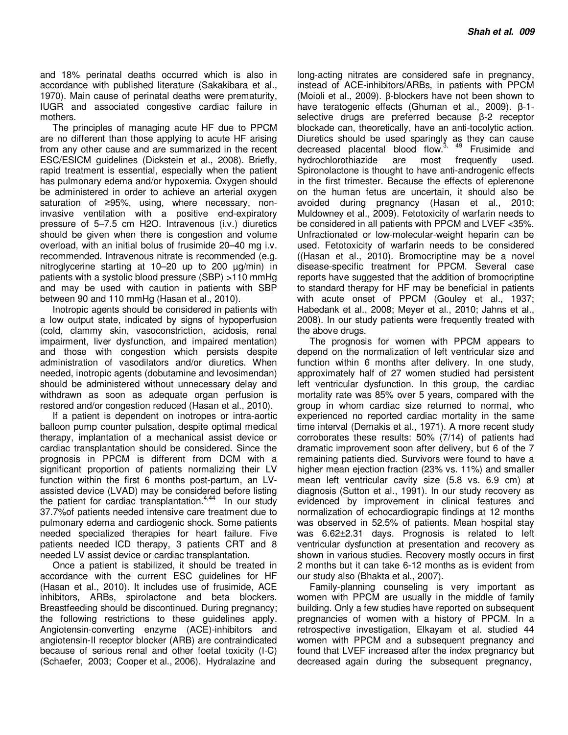and 18% perinatal deaths occurred which is also in accordance with published literature (Sakakibara et al., 1970). Main cause of perinatal deaths were prematurity, IUGR and associated congestive cardiac failure in mothers.

The principles of managing acute HF due to PPCM are no different than those applying to acute HF arising from any other cause and are summarized in the recent ESC/ESICM guidelines (Dickstein et al., 2008). Briefly, rapid treatment is essential, especially when the patient has pulmonary edema and/or hypoxemia. Oxygen should be administered in order to achieve an arterial oxygen saturation of ≥95%, using, where necessary, non-invasive ventilation with a positive end-expiratory pressure of 5–7.5 cm H2O. Intravenous (i.v.) diuretics should be given when there is congestion and volume overload, with an initial bolus of frusimide 20–40 mg i.v. recommended. Intravenous nitrate is recommended (e.g. nitroglycerine starting at 10–20 up to 200 µg/min) in patients with a systolic blood pressure (SBP) >110 mmHg and may be used with caution in patients with SBP between 90 and 110 mmHg (Hasan et al., 2010).

Inotropic agents should be considered in patients with a low output state, indicated by signs of hypoperfusion (cold, clammy skin, vasoconstriction, acidosis, renal impairment, liver dysfunction, and impaired mentation) and those with congestion which persists despite administration of vasodilators and/or diuretics. When needed, inotropic agents (dobutamine and levosimendan) should be administered without unnecessary delay and withdrawn as soon as adequate organ perfusion is restored and/or congestion reduced (Hasan et al., 2010).

If a patient is dependent on inotropes or intra-aortic balloon pump counter pulsation, despite optimal medical therapy, implantation of a mechanical assist device or cardiac transplantation should be considered. Since the prognosis in PPCM is different from DCM with a significant proportion of patients normalizing their LV function within the first 6 months post-partum, an LV-assisted device (LVAD) may be considered before listing the patient for cardiac transplantation.[4,44] In our study 37.7%of patients needed intensive care treatment due to pulmonary edema and cardiogenic shock. Some patients needed specialized therapies for heart failure. Five patients needed ICD therapy, 3 patients CRT and 8 needed LV assist device or cardiac transplantation.

Once a patient is stabilized, it should be treated in accordance with the current ESC guidelines for HF (Hasan et al., 2010). It includes use of frusimide, ACE inhibitors, ARBs, spirolactone and beta blockers. Breastfeeding should be discontinued. During pregnancy; the following restrictions to these guidelines apply. Angiotensin-converting enzyme (ACE)-inhibitors and angiotensin-II receptor blocker (ARB) are contraindicated because of serious renal and other foetal toxicity (I-C) (Schaefer, 2003; Cooper et al., 2006). Hydralazine and long-acting nitrates are considered safe in pregnancy, instead of ACE-inhibitors/ARBs, in patients with PPCM (Moioli et al., 2009). β-blockers have not been shown to have teratogenic effects (Ghuman et al., 2009). β-1-selective drugs are preferred because β-2 receptor blockade can, theoretically, have an anti-tocolytic action. Diuretics should be used sparingly as they can cause decreased placental blood flow.[3, 49] Frusimide and hydrochlorothiazide are most frequently used. Spironolactone is thought to have anti-androgenic effects in the first trimester. Because the effects of eplerenone on the human fetus are uncertain, it should also be avoided during pregnancy (Hasan et al., 2010; Muldowney et al., 2009). Fetotoxicity of warfarin needs to be considered in all patients with PPCM and LVEF <35%. Unfractionated or low-molecular-weight heparin can be used. Fetotoxicity of warfarin needs to be considered ((Hasan et al., 2010). Bromocriptine may be a novel disease-specific treatment for PPCM. Several case reports have suggested that the addition of bromocriptine to standard therapy for HF may be beneficial in patients with acute onset of PPCM (Gouley et al., 1937; Habedank et al., 2008; Meyer et al., 2010; Jahns et al., 2008). In our study patients were frequently treated with the above drugs.

The prognosis for women with PPCM appears to depend on the normalization of left ventricular size and function within 6 months after delivery. In one study, approximately half of 27 women studied had persistent left ventricular dysfunction. In this group, the cardiac mortality rate was 85% over 5 years, compared with the group in whom cardiac size returned to normal, who experienced no reported cardiac mortality in the same time interval (Demakis et al., 1971). A more recent study corroborates these results: 50% (7/14) of patients had dramatic improvement soon after delivery, but 6 of the 7 remaining patients died. Survivors were found to have a higher mean ejection fraction (23% vs. 11%) and smaller mean left ventricular cavity size (5.8 vs. 6.9 cm) at diagnosis (Sutton et al., 1991). In our study recovery as evidenced by improvement in clinical features and normalization of echocardiograpic findings at 12 months was observed in 52.5% of patients. Mean hospital stay was 6.62±2.31 days. Prognosis is related to left ventricular dysfunction at presentation and recovery as shown in various studies. Recovery mostly occurs in first 2 months but it can take 6-12 months as is evident from our study also (Bhakta et al., 2007).

Family-planning counseling is very important as women with PPCM are usually in the middle of family building. Only a few studies have reported on subsequent pregnancies of women with a history of PPCM. In a retrospective investigation, Elkayam et al. studied 44 women with PPCM and a subsequent pregnancy and found that LVEF increased after the index pregnancy but decreased again during the subsequent pregnancy,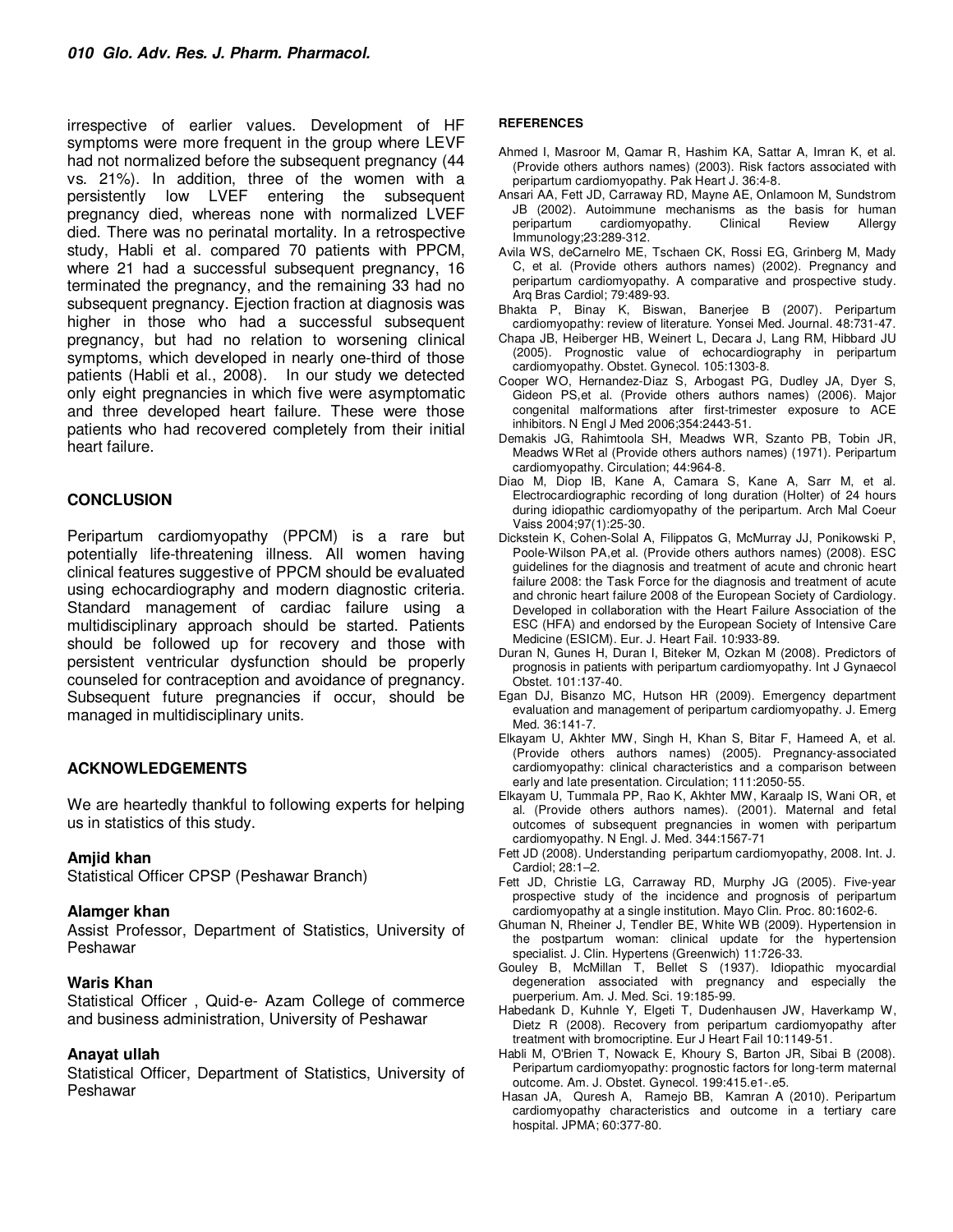irrespective of earlier values. Development of HF symptoms were more frequent in the group where LEVF had not normalized before the subsequent pregnancy (44 vs. 21%). In addition, three of the women with a persistently low LVEF entering the subsequent pregnancy died, whereas none with normalized LVEF died. There was no perinatal mortality. In a retrospective study, Habli et al. compared 70 patients with PPCM, where 21 had a successful subsequent pregnancy, 16 terminated the pregnancy, and the remaining 33 had no subsequent pregnancy. Ejection fraction at diagnosis was higher in those who had a successful subsequent pregnancy, but had no relation to worsening clinical symptoms, which developed in nearly one-third of those patients (Habli et al., 2008). In our study we detected only eight pregnancies in which five were asymptomatic and three developed heart failure. These were those patients who had recovered completely from their initial heart failure.

## CONCLUSION

Peripartum cardiomyopathy (PPCM) is a rare but potentially life-threatening illness. All women having clinical features suggestive of PPCM should be evaluated using echocardiography and modern diagnostic criteria. Standard management of cardiac failure using a multidisciplinary approach should be started. Patients should be followed up for recovery and those with persistent ventricular dysfunction should be properly counseled for contraception and avoidance of pregnancy. Subsequent future pregnancies if occur, should be managed in multidisciplinary units.

## ACKNOWLEDGEMENTS

We are heartedly thankful to following experts for helping us in statistics of this study.

**Amjid khan**
Statistical Officer CPSP (Peshawar Branch)

**Alamger khan**
Assist Professor, Department of Statistics, University of Peshawar

**Waris Khan**
Statistical Officer , Quid-e- Azam College of commerce and business administration, University of Peshawar

**Anayat ullah**
Statistical Officer, Department of Statistics, University of Peshawar

## REFERENCES

Ahmed I, Masroor M, Qamar R, Hashim KA, Sattar A, Imran K, et al. (Provide others authors names) (2003). Risk factors associated with peripartum cardiomyopathy. Pak Heart J. 36:4-8.

Ansari AA, Fett JD, Carraway RD, Mayne AE, Onlamoon M, Sundstrom JB (2002). Autoimmune mechanisms as the basis for human peripartum cardiomyopathy. Clinical Review Allergy Immunology;23:289-312.

Avila WS, deCarnelro ME, Tschaen CK, Rossi EG, Grinberg M, Mady C, et al. (Provide others authors names) (2002). Pregnancy and peripartum cardiomyopathy. A comparative and prospective study. Arq Bras Cardiol; 79:489-93.

Bhakta P, Binay K, Biswan, Banerjee B (2007). Peripartum cardiomyopathy: review of literature. Yonsei Med. Journal. 48:731-47.

Chapa JB, Heiberger HB, Weinert L, Decara J, Lang RM, Hibbard JU (2005). Prognostic value of echocardiography in peripartum cardiomyopathy. Obstet. Gynecol. 105:1303-8.

Cooper WO, Hernandez-Diaz S, Arbogast PG, Dudley JA, Dyer S, Gideon PS,et al. (Provide others authors names) (2006). Major congenital malformations after first-trimester exposure to ACE inhibitors. N Engl J Med 2006;354:2443-51.

Demakis JG, Rahimtoola SH, Meadws WR, Szanto PB, Tobin JR, Meadws WRet al (Provide others authors names) (1971). Peripartum cardiomyopathy. Circulation; 44:964-8.

Diao M, Diop IB, Kane A, Camara S, Kane A, Sarr M, et al. Electrocardiographic recording of long duration (Holter) of 24 hours during idiopathic cardiomyopathy of the peripartum. Arch Mal Coeur Vaiss 2004;97(1):25-30.

Dickstein K, Cohen-Solal A, Filippatos G, McMurray JJ, Ponikowski P, Poole-Wilson PA,et al. (Provide others authors names) (2008). ESC guidelines for the diagnosis and treatment of acute and chronic heart failure 2008: the Task Force for the diagnosis and treatment of acute and chronic heart failure 2008 of the European Society of Cardiology. Developed in collaboration with the Heart Failure Association of the ESC (HFA) and endorsed by the European Society of Intensive Care Medicine (ESICM). Eur. J. Heart Fail. 10:933-89.

Duran N, Gunes H, Duran I, Biteker M, Ozkan M (2008). Predictors of prognosis in patients with peripartum cardiomyopathy. Int J Gynaecol Obstet. 101:137-40.

Egan DJ, Bisanzo MC, Hutson HR (2009). Emergency department evaluation and management of peripartum cardiomyopathy. J. Emerg Med. 36:141-7.

Elkayam U, Akhter MW, Singh H, Khan S, Bitar F, Hameed A, et al. (Provide others authors names) (2005). Pregnancy-associated cardiomyopathy: clinical characteristics and a comparison between early and late presentation. Circulation; 111:2050-55.

Elkayam U, Tummala PP, Rao K, Akhter MW, Karaalp IS, Wani OR, et al. (Provide others authors names). (2001). Maternal and fetal outcomes of subsequent pregnancies in women with peripartum cardiomyopathy. N Engl. J. Med. 344:1567-71

Fett JD (2008). Understanding peripartum cardiomyopathy, 2008. Int. J. Cardiol; 28:1–2.

Fett JD, Christie LG, Carraway RD, Murphy JG (2005). Five-year prospective study of the incidence and prognosis of peripartum cardiomyopathy at a single institution. Mayo Clin. Proc. 80:1602-6.

Ghuman N, Rheiner J, Tendler BE, White WB (2009). Hypertension in the postpartum woman: clinical update for the hypertension specialist. J. Clin. Hypertens (Greenwich) 11:726-33.

Gouley B, McMillan T, Bellet S (1937). Idiopathic myocardial degeneration associated with pregnancy and especially the puerperium. Am. J. Med. Sci. 19:185-99.

Habedank D, Kuhnle Y, Elgeti T, Dudenhausen JW, Haverkamp W, Dietz R (2008). Recovery from peripartum cardiomyopathy after treatment with bromocriptine. Eur J Heart Fail 10:1149-51.

Habli M, O'Brien T, Nowack E, Khoury S, Barton JR, Sibai B (2008). Peripartum cardiomyopathy: prognostic factors for long-term maternal outcome. Am. J. Obstet. Gynecol. 199:415.e1-.e5.

Hasan JA, Quresh A, Ramejo BB, Kamran A (2010). Peripartum cardiomyopathy characteristics and outcome in a tertiary care hospital. JPMA; 60:377-80.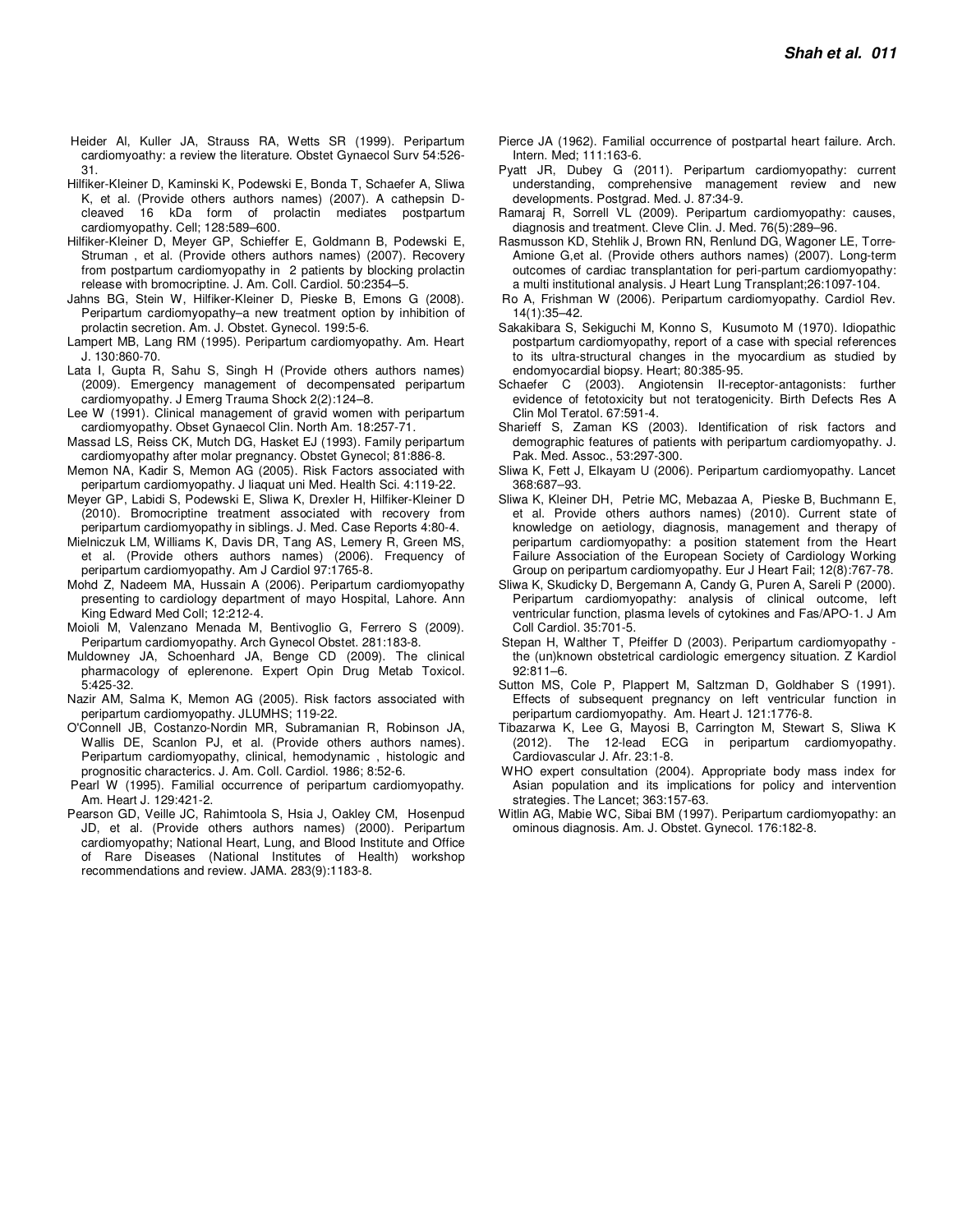Heider AI, Kuller JA, Strauss RA, Wetts SR (1999). Peripartum cardiomyoathy: a review the literature. Obstet Gynaecol Surv 54:526-31.

Hilfiker-Kleiner D, Kaminski K, Podewski E, Bonda T, Schaefer A, Sliwa K, et al. (Provide others authors names) (2007). A cathepsin D-cleaved 16 kDa form of prolactin mediates postpartum cardiomyopathy. Cell; 128:589–600.

Hilfiker-Kleiner D, Meyer GP, Schieffer E, Goldmann B, Podewski E, Struman , et al. (Provide others authors names) (2007). Recovery from postpartum cardiomyopathy in 2 patients by blocking prolactin release with bromocriptine. J. Am. Coll. Cardiol. 50:2354–5.

Jahns BG, Stein W, Hilfiker-Kleiner D, Pieske B, Emons G (2008). Peripartum cardiomyopathy–a new treatment option by inhibition of prolactin secretion. Am. J. Obstet. Gynecol. 199:5-6.

Lampert MB, Lang RM (1995). Peripartum cardiomyopathy. Am. Heart J. 130:860-70.

Lata I, Gupta R, Sahu S, Singh H (Provide others authors names) (2009). Emergency management of decompensated peripartum cardiomyopathy. J Emerg Trauma Shock 2(2):124–8.

Lee W (1991). Clinical management of gravid women with peripartum cardiomyopathy. Obset Gynaecol Clin. North Am. 18:257-71.

Massad LS, Reiss CK, Mutch DG, Hasket EJ (1993). Family peripartum cardiomyopathy after molar pregnancy. Obstet Gynecol; 81:886-8.

Memon NA, Kadir S, Memon AG (2005). Risk Factors associated with peripartum cardiomyopathy. J liaquat uni Med. Health Sci. 4:119-22.

Meyer GP, Labidi S, Podewski E, Sliwa K, Drexler H, Hilfiker-Kleiner D (2010). Bromocriptine treatment associated with recovery from peripartum cardiomyopathy in siblings. J. Med. Case Reports 4:80-4.

Mielniczuk LM, Williams K, Davis DR, Tang AS, Lemery R, Green MS, et al. (Provide others authors names) (2006). Frequency of peripartum cardiomyopathy. Am J Cardiol 97:1765-8.

Mohd Z, Nadeem MA, Hussain A (2006). Peripartum cardiomyopathy presenting to cardiology department of mayo Hospital, Lahore. Ann King Edward Med Coll; 12:212-4.

Moioli M, Valenzano Menada M, Bentivoglio G, Ferrero S (2009). Peripartum cardiomyopathy. Arch Gynecol Obstet. 281:183-8.

Muldowney JA, Schoenhard JA, Benge CD (2009). The clinical pharmacology of eplerenone. Expert Opin Drug Metab Toxicol. 5:425-32.

Nazir AM, Salma K, Memon AG (2005). Risk factors associated with peripartum cardiomyopathy. JLUMHS; 119-22.

O'Connell JB, Costanzo-Nordin MR, Subramanian R, Robinson JA, Wallis DE, Scanlon PJ, et al. (Provide others authors names). Peripartum cardiomyopathy, clinical, hemodynamic , histologic and prognositic characterics. J. Am. Coll. Cardiol. 1986; 8:52-6.

Pearl W (1995). Familial occurrence of peripartum cardiomyopathy. Am. Heart J. 129:421-2.

Pearson GD, Veille JC, Rahimtoola S, Hsia J, Oakley CM, Hosenpud JD, et al. (Provide others authors names) (2000). Peripartum cardiomyopathy; National Heart, Lung, and Blood Institute and Office of Rare Diseases (National Institutes of Health) workshop recommendations and review. JAMA. 283(9):1183-8.

Pierce JA (1962). Familial occurrence of postpartal heart failure. Arch. Intern. Med; 111:163-6.

Pyatt JR, Dubey G (2011). Peripartum cardiomyopathy: current understanding, comprehensive management review and new developments. Postgrad. Med. J. 87:34-9.

Ramaraj R, Sorrell VL (2009). Peripartum cardiomyopathy: causes, diagnosis and treatment. Cleve Clin. J. Med. 76(5):289–96.

Rasmusson KD, Stehlik J, Brown RN, Renlund DG, Wagoner LE, Torre-Amione G,et al. (Provide others authors names) (2007). Long-term outcomes of cardiac transplantation for peri-partum cardiomyopathy: a multi institutional analysis. J Heart Lung Transplant;26:1097-104.

Ro A, Frishman W (2006). Peripartum cardiomyopathy. Cardiol Rev. 14(1):35–42.

Sakakibara S, Sekiguchi M, Konno S, Kusumoto M (1970). Idiopathic postpartum cardiomyopathy, report of a case with special references to its ultra-structural changes in the myocardium as studied by endomyocardial biopsy. Heart; 80:385-95.

Schaefer C (2003). Angiotensin II-receptor-antagonists: further evidence of fetotoxicity but not teratogenicity. Birth Defects Res A Clin Mol Teratol. 67:591-4.

Sharieff S, Zaman KS (2003). Identification of risk factors and demographic features of patients with peripartum cardiomyopathy. J. Pak. Med. Assoc., 53:297-300.

Sliwa K, Fett J, Elkayam U (2006). Peripartum cardiomyopathy. Lancet 368:687–93.

Sliwa K, Kleiner DH, Petrie MC, Mebazaa A, Pieske B, Buchmann E, et al. Provide others authors names) (2010). Current state of knowledge on aetiology, diagnosis, management and therapy of peripartum cardiomyopathy: a position statement from the Heart Failure Association of the European Society of Cardiology Working Group on peripartum cardiomyopathy. Eur J Heart Fail; 12(8):767-78.

Sliwa K, Skudicky D, Bergemann A, Candy G, Puren A, Sareli P (2000). Peripartum cardiomyopathy: analysis of clinical outcome, left ventricular function, plasma levels of cytokines and Fas/APO-1. J Am Coll Cardiol. 35:701-5.

Stepan H, Walther T, Pfeiffer D (2003). Peripartum cardiomyopathy - the (un)known obstetrical cardiologic emergency situation. Z Kardiol 92:811–6.

Sutton MS, Cole P, Plappert M, Saltzman D, Goldhaber S (1991). Effects of subsequent pregnancy on left ventricular function in peripartum cardiomyopathy. Am. Heart J. 121:1776-8.

Tibazarwa K, Lee G, Mayosi B, Carrington M, Stewart S, Sliwa K (2012). The 12-lead ECG in peripartum cardiomyopathy. Cardiovascular J. Afr. 23:1-8.

WHO expert consultation (2004). Appropriate body mass index for Asian population and its implications for policy and intervention strategies. The Lancet; 363:157-63.

Witlin AG, Mabie WC, Sibai BM (1997). Peripartum cardiomyopathy: an ominous diagnosis. Am. J. Obstet. Gynecol. 176:182-8.